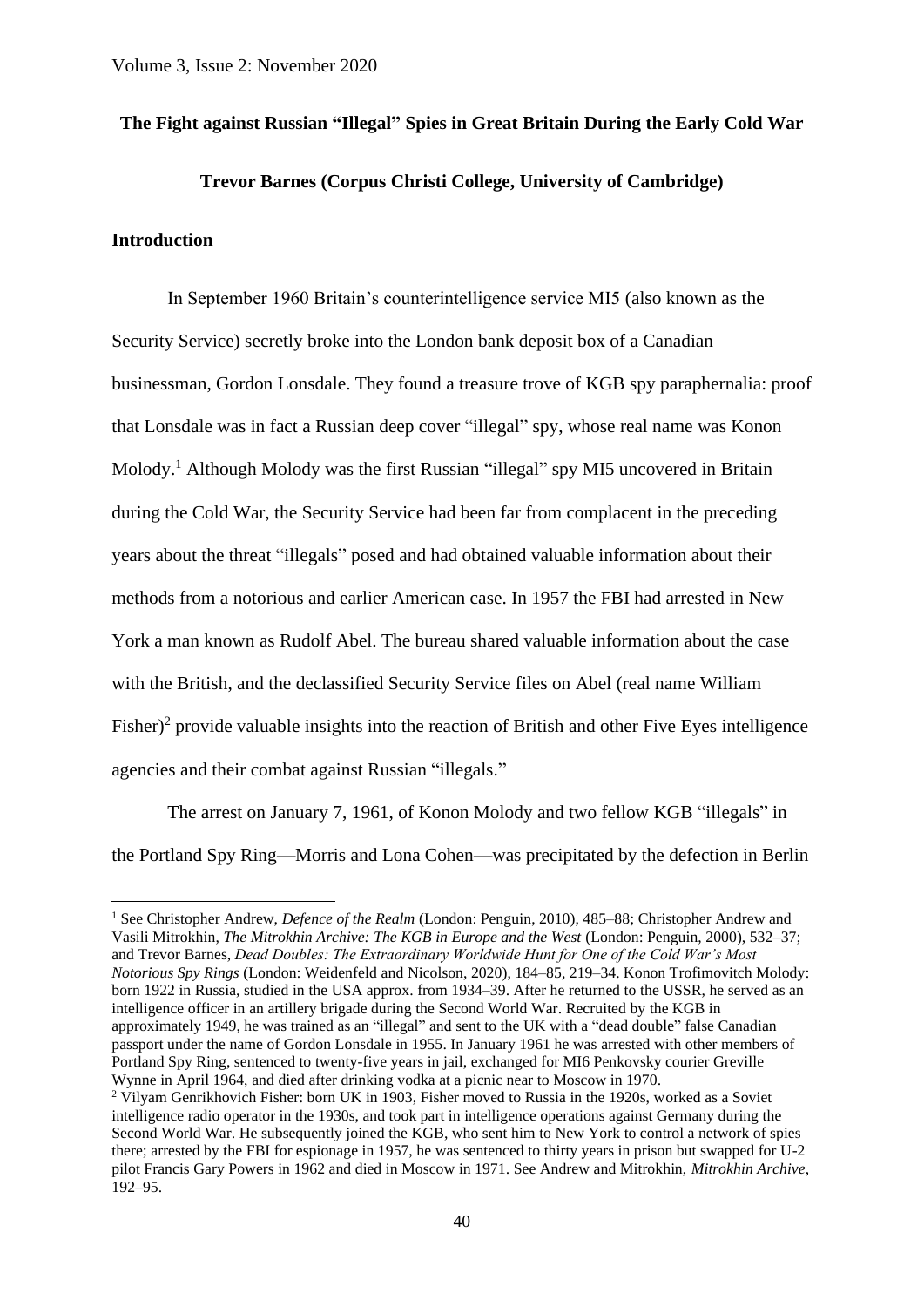# The Fight against Russian "Illegal" Spies in Great Britain During the Early Cold War

**Trevor Barnes (Corpus Christi College, University of Cambridge)**

## Introduction

In September 1960 Britain's counterintelligence service MI5 (also known as the Security Service) secretly broke into the London bank deposit box of a Canadian businessman, Gordon Lonsdale. They found a treasure trove of KGB spy paraphernalia: proof that Lonsdale was in fact a Russian deep cover "illegal" spy, whose real name was Konon Molody.[1] Although Molody was the first Russian "illegal" spy MI5 uncovered in Britain during the Cold War, the Security Service had been far from complacent in the preceding years about the threat "illegals" posed and had obtained valuable information about their methods from a notorious and earlier American case. In 1957 the FBI had arrested in New York a man known as Rudolf Abel. The bureau shared valuable information about the case with the British, and the declassified Security Service files on Abel (real name William Fisher)[2] provide valuable insights into the reaction of British and other Five Eyes intelligence agencies and their combat against Russian "illegals."

The arrest on January 7, 1961, of Konon Molody and two fellow KGB "illegals" in the Portland Spy Ring—Morris and Lona Cohen—was precipitated by the defection in Berlin

[1] See Christopher Andrew, *Defence of the Realm* (London: Penguin, 2010), 485–88; Christopher Andrew and Vasili Mitrokhin, *The Mitrokhin Archive: The KGB in Europe and the West* (London: Penguin, 2000), 532–37; and Trevor Barnes, *Dead Doubles: The Extraordinary Worldwide Hunt for One of the Cold War's Most Notorious Spy Rings* (London: Weidenfeld and Nicolson, 2020), 184–85, 219–34. Konon Trofimovitch Molody: born 1922 in Russia, studied in the USA approx. from 1934–39. After he returned to the USSR, he served as an intelligence officer in an artillery brigade during the Second World War. Recruited by the KGB in approximately 1949, he was trained as an "illegal" and sent to the UK with a "dead double" false Canadian passport under the name of Gordon Lonsdale in 1955. In January 1961 he was arrested with other members of Portland Spy Ring, sentenced to twenty-five years in jail, exchanged for MI6 Penkovsky courier Greville Wynne in April 1964, and died after drinking vodka at a picnic near to Moscow in 1970.

[2] Vilyam Genrikhovich Fisher: born UK in 1903, Fisher moved to Russia in the 1920s, worked as a Soviet intelligence radio operator in the 1930s, and took part in intelligence operations against Germany during the Second World War. He subsequently joined the KGB, who sent him to New York to control a network of spies there; arrested by the FBI for espionage in 1957, he was sentenced to thirty years in prison but swapped for U-2 pilot Francis Gary Powers in 1962 and died in Moscow in 1971. See Andrew and Mitrokhin, *Mitrokhin Archive*, 192–95.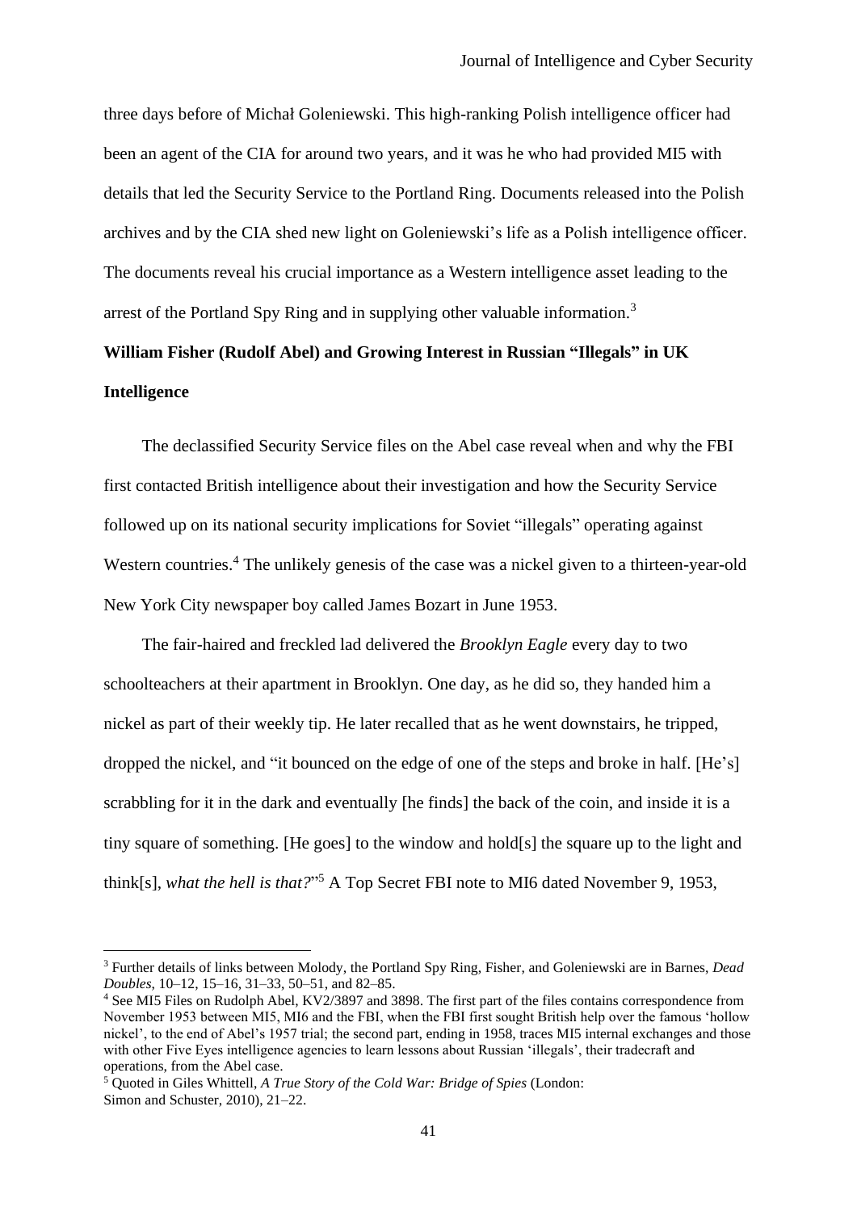three days before of Michał Goleniewski. This high-ranking Polish intelligence officer had been an agent of the CIA for around two years, and it was he who had provided MI5 with details that led the Security Service to the Portland Ring. Documents released into the Polish archives and by the CIA shed new light on Goleniewski's life as a Polish intelligence officer. The documents reveal his crucial importance as a Western intelligence asset leading to the arrest of the Portland Spy Ring and in supplying other valuable information.[3]

## William Fisher (Rudolf Abel) and Growing Interest in Russian "Illegals" in UK Intelligence

The declassified Security Service files on the Abel case reveal when and why the FBI first contacted British intelligence about their investigation and how the Security Service followed up on its national security implications for Soviet "illegals" operating against Western countries.[4] The unlikely genesis of the case was a nickel given to a thirteen-year-old New York City newspaper boy called James Bozart in June 1953.

The fair-haired and freckled lad delivered the *Brooklyn Eagle* every day to two schoolteachers at their apartment in Brooklyn. One day, as he did so, they handed him a nickel as part of their weekly tip. He later recalled that as he went downstairs, he tripped, dropped the nickel, and "it bounced on the edge of one of the steps and broke in half. [He's] scrabbling for it in the dark and eventually [he finds] the back of the coin, and inside it is a tiny square of something. [He goes] to the window and hold[s] the square up to the light and think[s], *what the hell is that?*"[5] A Top Secret FBI note to MI6 dated November 9, 1953,

---

[3] Further details of links between Molody, the Portland Spy Ring, Fisher, and Goleniewski are in Barnes, *Dead Doubles*, 10–12, 15–16, 31–33, 50–51, and 82–85.

[4] See MI5 Files on Rudolph Abel, KV2/3897 and 3898. The first part of the files contains correspondence from November 1953 between MI5, MI6 and the FBI, when the FBI first sought British help over the famous 'hollow nickel', to the end of Abel's 1957 trial; the second part, ending in 1958, traces MI5 internal exchanges and those with other Five Eyes intelligence agencies to learn lessons about Russian 'illegals', their tradecraft and operations, from the Abel case.

[5] Quoted in Giles Whittell, *A True Story of the Cold War: Bridge of Spies* (London: Simon and Schuster, 2010), 21–22.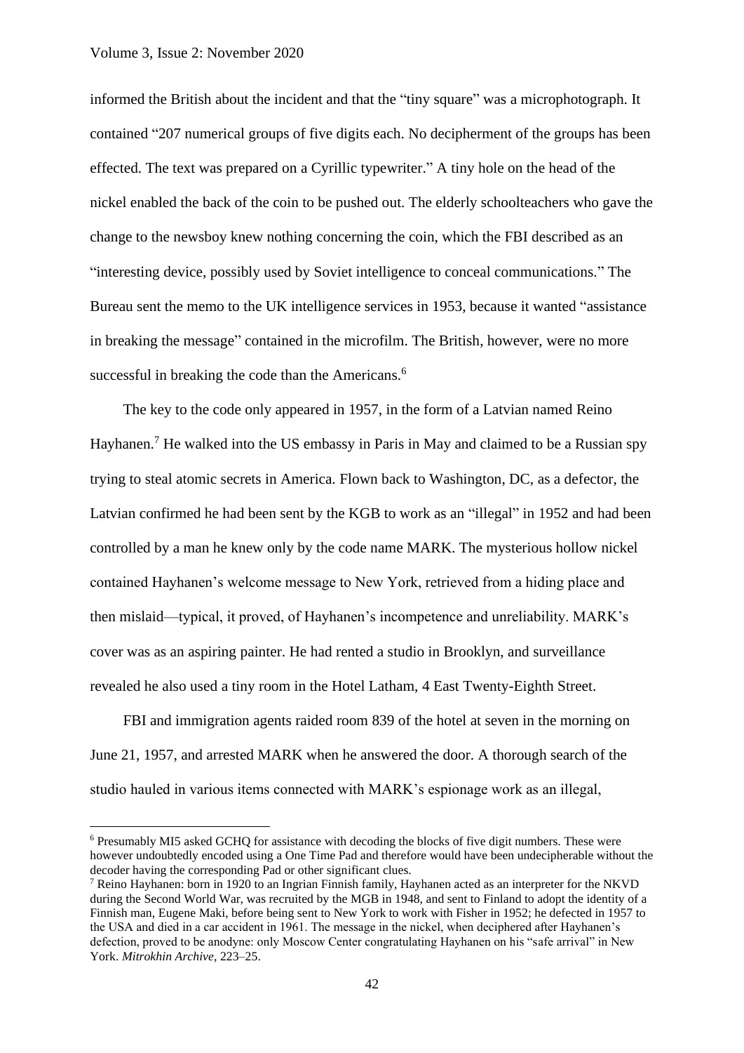informed the British about the incident and that the "tiny square" was a microphotograph. It contained "207 numerical groups of five digits each. No decipherment of the groups has been effected. The text was prepared on a Cyrillic typewriter." A tiny hole on the head of the nickel enabled the back of the coin to be pushed out. The elderly schoolteachers who gave the change to the newsboy knew nothing concerning the coin, which the FBI described as an "interesting device, possibly used by Soviet intelligence to conceal communications." The Bureau sent the memo to the UK intelligence services in 1953, because it wanted "assistance in breaking the message" contained in the microfilm. The British, however, were no more successful in breaking the code than the Americans.[6]

The key to the code only appeared in 1957, in the form of a Latvian named Reino Hayhanen.[7] He walked into the US embassy in Paris in May and claimed to be a Russian spy trying to steal atomic secrets in America. Flown back to Washington, DC, as a defector, the Latvian confirmed he had been sent by the KGB to work as an "illegal" in 1952 and had been controlled by a man he knew only by the code name MARK. The mysterious hollow nickel contained Hayhanen's welcome message to New York, retrieved from a hiding place and then mislaid—typical, it proved, of Hayhanen's incompetence and unreliability. MARK's cover was as an aspiring painter. He had rented a studio in Brooklyn, and surveillance revealed he also used a tiny room in the Hotel Latham, 4 East Twenty-Eighth Street.

FBI and immigration agents raided room 839 of the hotel at seven in the morning on June 21, 1957, and arrested MARK when he answered the door. A thorough search of the studio hauled in various items connected with MARK's espionage work as an illegal,

---

[6] Presumably MI5 asked GCHQ for assistance with decoding the blocks of five digit numbers. These were however undoubtedly encoded using a One Time Pad and therefore would have been undecipherable without the decoder having the corresponding Pad or other significant clues.

[7] Reino Hayhanen: born in 1920 to an Ingrian Finnish family, Hayhanen acted as an interpreter for the NKVD during the Second World War, was recruited by the MGB in 1948, and sent to Finland to adopt the identity of a Finnish man, Eugene Maki, before being sent to New York to work with Fisher in 1952; he defected in 1957 to the USA and died in a car accident in 1961. The message in the nickel, when deciphered after Hayhanen's defection, proved to be anodyne: only Moscow Center congratulating Hayhanen on his "safe arrival" in New York. *Mitrokhin Archive*, 223–25.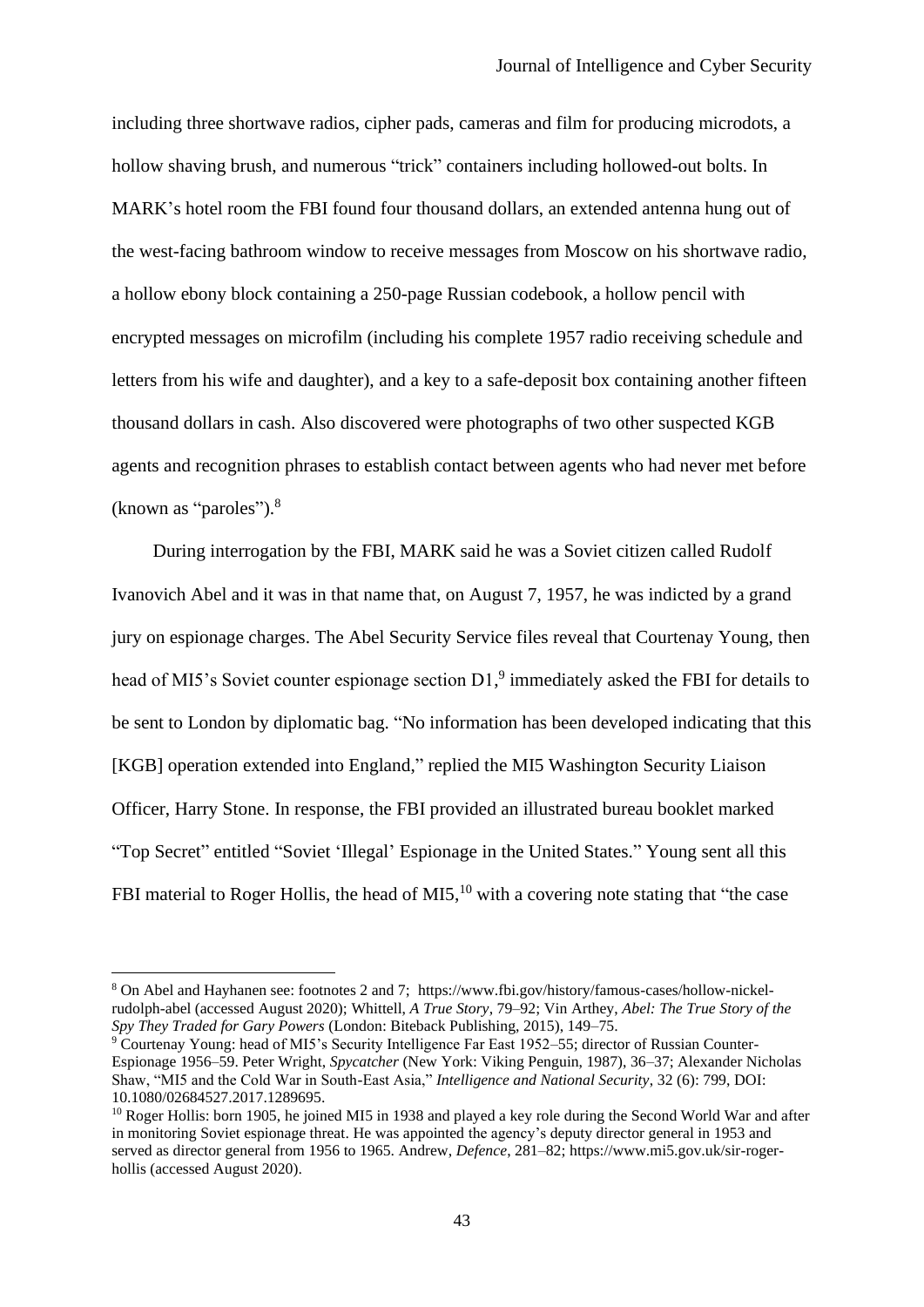including three shortwave radios, cipher pads, cameras and film for producing microdots, a hollow shaving brush, and numerous "trick" containers including hollowed-out bolts. In MARK's hotel room the FBI found four thousand dollars, an extended antenna hung out of the west-facing bathroom window to receive messages from Moscow on his shortwave radio, a hollow ebony block containing a 250-page Russian codebook, a hollow pencil with encrypted messages on microfilm (including his complete 1957 radio receiving schedule and letters from his wife and daughter), and a key to a safe-deposit box containing another fifteen thousand dollars in cash. Also discovered were photographs of two other suspected KGB agents and recognition phrases to establish contact between agents who had never met before (known as "paroles").[8]

During interrogation by the FBI, MARK said he was a Soviet citizen called Rudolf Ivanovich Abel and it was in that name that, on August 7, 1957, he was indicted by a grand jury on espionage charges. The Abel Security Service files reveal that Courtenay Young, then head of MI5's Soviet counter espionage section D1,[9] immediately asked the FBI for details to be sent to London by diplomatic bag. "No information has been developed indicating that this [KGB] operation extended into England," replied the MI5 Washington Security Liaison Officer, Harry Stone. In response, the FBI provided an illustrated bureau booklet marked "Top Secret" entitled "Soviet 'Illegal' Espionage in the United States." Young sent all this FBI material to Roger Hollis, the head of MI5,[10] with a covering note stating that "the case

---

[8] On Abel and Hayhanen see: footnotes 2 and 7; https://www.fbi.gov/history/famous-cases/hollow-nickel-rudolph-abel (accessed August 2020); Whittell, *A True Story*, 79–92; Vin Arthey, *Abel: The True Story of the Spy They Traded for Gary Powers* (London: Biteback Publishing, 2015), 149–75.

[9] Courtenay Young: head of MI5's Security Intelligence Far East 1952–55; director of Russian Counter-Espionage 1956–59. Peter Wright, *Spycatcher* (New York: Viking Penguin, 1987), 36–37; Alexander Nicholas Shaw, "MI5 and the Cold War in South-East Asia," *Intelligence and National Security*, 32 (6): 799, DOI: 10.1080/02684527.2017.1289695.

[10] Roger Hollis: born 1905, he joined MI5 in 1938 and played a key role during the Second World War and after in monitoring Soviet espionage threat. He was appointed the agency's deputy director general in 1953 and served as director general from 1956 to 1965. Andrew, *Defence*, 281–82; https://www.mi5.gov.uk/sir-roger-hollis (accessed August 2020).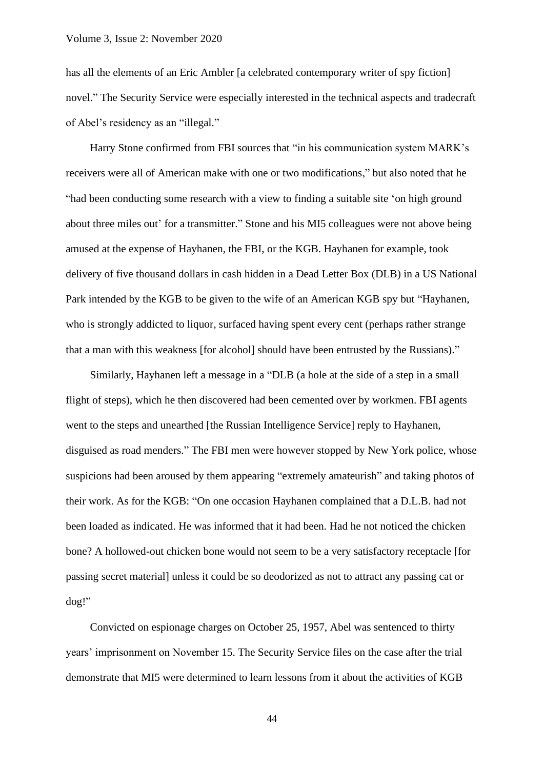has all the elements of an Eric Ambler [a celebrated contemporary writer of spy fiction] novel." The Security Service were especially interested in the technical aspects and tradecraft of Abel's residency as an "illegal."

Harry Stone confirmed from FBI sources that "in his communication system MARK's receivers were all of American make with one or two modifications," but also noted that he "had been conducting some research with a view to finding a suitable site 'on high ground about three miles out' for a transmitter." Stone and his MI5 colleagues were not above being amused at the expense of Hayhanen, the FBI, or the KGB. Hayhanen for example, took delivery of five thousand dollars in cash hidden in a Dead Letter Box (DLB) in a US National Park intended by the KGB to be given to the wife of an American KGB spy but "Hayhanen, who is strongly addicted to liquor, surfaced having spent every cent (perhaps rather strange that a man with this weakness [for alcohol] should have been entrusted by the Russians)."

Similarly, Hayhanen left a message in a "DLB (a hole at the side of a step in a small flight of steps), which he then discovered had been cemented over by workmen. FBI agents went to the steps and unearthed [the Russian Intelligence Service] reply to Hayhanen, disguised as road menders." The FBI men were however stopped by New York police, whose suspicions had been aroused by them appearing "extremely amateurish" and taking photos of their work. As for the KGB: "On one occasion Hayhanen complained that a D.L.B. had not been loaded as indicated. He was informed that it had been. Had he not noticed the chicken bone? A hollowed-out chicken bone would not seem to be a very satisfactory receptacle [for passing secret material] unless it could be so deodorized as not to attract any passing cat or dog!"

Convicted on espionage charges on October 25, 1957, Abel was sentenced to thirty years' imprisonment on November 15. The Security Service files on the case after the trial demonstrate that MI5 were determined to learn lessons from it about the activities of KGB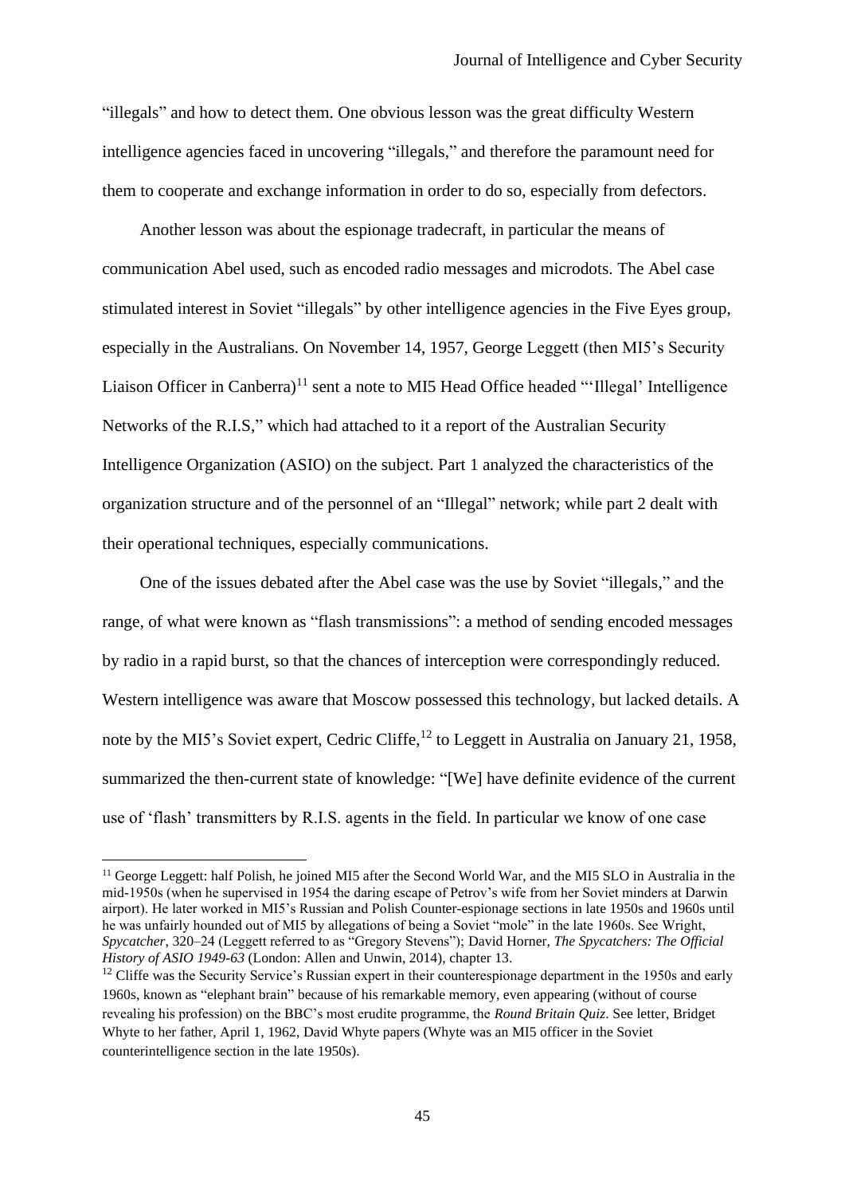"illegals" and how to detect them. One obvious lesson was the great difficulty Western intelligence agencies faced in uncovering "illegals," and therefore the paramount need for them to cooperate and exchange information in order to do so, especially from defectors.

Another lesson was about the espionage tradecraft, in particular the means of communication Abel used, such as encoded radio messages and microdots. The Abel case stimulated interest in Soviet "illegals" by other intelligence agencies in the Five Eyes group, especially in the Australians. On November 14, 1957, George Leggett (then MI5's Security Liaison Officer in Canberra)[11] sent a note to MI5 Head Office headed "'Illegal' Intelligence Networks of the R.I.S," which had attached to it a report of the Australian Security Intelligence Organization (ASIO) on the subject. Part 1 analyzed the characteristics of the organization structure and of the personnel of an "Illegal" network; while part 2 dealt with their operational techniques, especially communications.

One of the issues debated after the Abel case was the use by Soviet "illegals," and the range, of what were known as "flash transmissions": a method of sending encoded messages by radio in a rapid burst, so that the chances of interception were correspondingly reduced. Western intelligence was aware that Moscow possessed this technology, but lacked details. A note by the MI5's Soviet expert, Cedric Cliffe,[12] to Leggett in Australia on January 21, 1958, summarized the then-current state of knowledge: "[We] have definite evidence of the current use of 'flash' transmitters by R.I.S. agents in the field. In particular we know of one case

---

[11] George Leggett: half Polish, he joined MI5 after the Second World War, and the MI5 SLO in Australia in the mid-1950s (when he supervised in 1954 the daring escape of Petrov's wife from her Soviet minders at Darwin airport). He later worked in MI5's Russian and Polish Counter-espionage sections in late 1950s and 1960s until he was unfairly hounded out of MI5 by allegations of being a Soviet "mole" in the late 1960s. See Wright, *Spycatcher*, 320–24 (Leggett referred to as "Gregory Stevens"); David Horner, *The Spycatchers: The Official History of ASIO 1949-63* (London: Allen and Unwin, 2014), chapter 13.

[12] Cliffe was the Security Service's Russian expert in their counterespionage department in the 1950s and early 1960s, known as "elephant brain" because of his remarkable memory, even appearing (without of course revealing his profession) on the BBC's most erudite programme, the *Round Britain Quiz*. See letter, Bridget Whyte to her father, April 1, 1962, David Whyte papers (Whyte was an MI5 officer in the Soviet counterintelligence section in the late 1950s).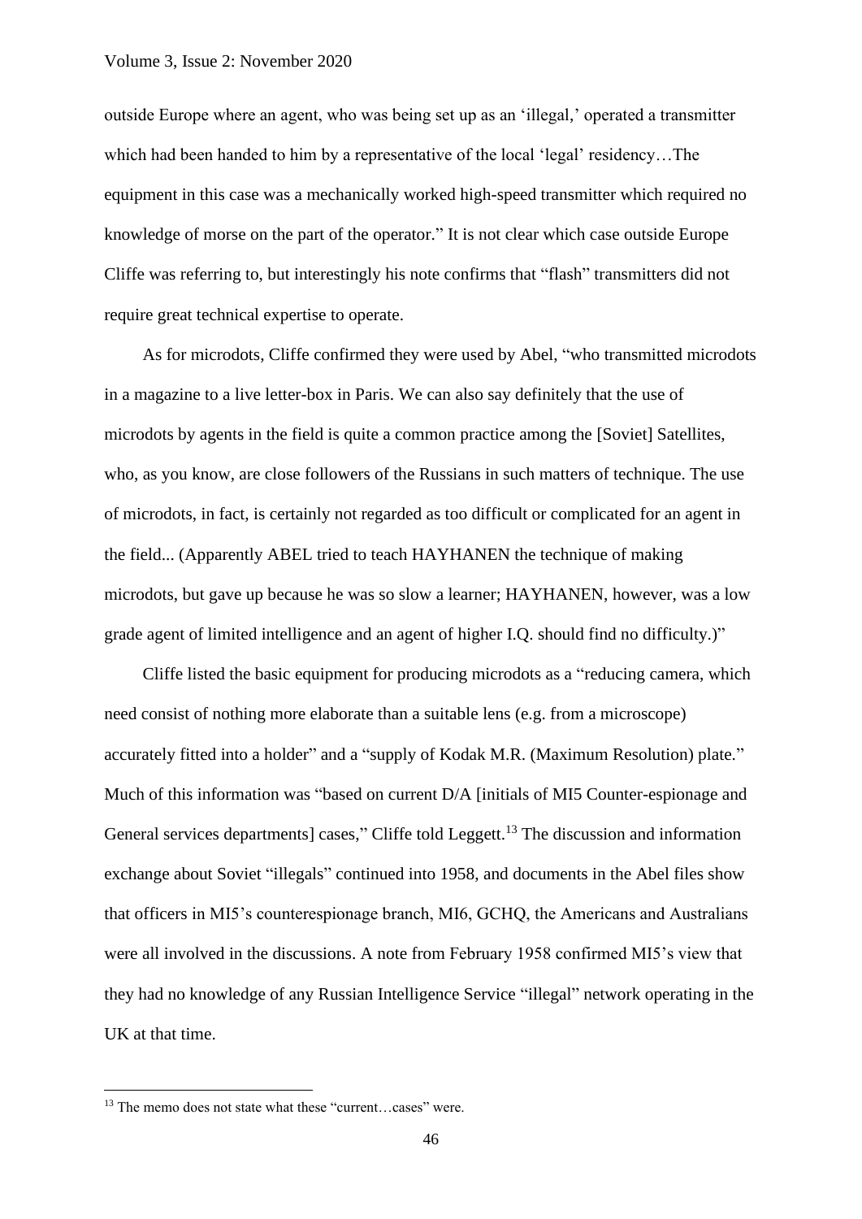outside Europe where an agent, who was being set up as an 'illegal,' operated a transmitter which had been handed to him by a representative of the local 'legal' residency…The equipment in this case was a mechanically worked high-speed transmitter which required no knowledge of morse on the part of the operator." It is not clear which case outside Europe Cliffe was referring to, but interestingly his note confirms that "flash" transmitters did not require great technical expertise to operate.

As for microdots, Cliffe confirmed they were used by Abel, "who transmitted microdots in a magazine to a live letter-box in Paris. We can also say definitely that the use of microdots by agents in the field is quite a common practice among the [Soviet] Satellites, who, as you know, are close followers of the Russians in such matters of technique. The use of microdots, in fact, is certainly not regarded as too difficult or complicated for an agent in the field... (Apparently ABEL tried to teach HAYHANEN the technique of making microdots, but gave up because he was so slow a learner; HAYHANEN, however, was a low grade agent of limited intelligence and an agent of higher I.Q. should find no difficulty.)"

Cliffe listed the basic equipment for producing microdots as a "reducing camera, which need consist of nothing more elaborate than a suitable lens (e.g. from a microscope) accurately fitted into a holder" and a "supply of Kodak M.R. (Maximum Resolution) plate." Much of this information was "based on current D/A [initials of MI5 Counter-espionage and General services departments] cases," Cliffe told Leggett.[13] The discussion and information exchange about Soviet "illegals" continued into 1958, and documents in the Abel files show that officers in MI5's counterespionage branch, MI6, GCHQ, the Americans and Australians were all involved in the discussions. A note from February 1958 confirmed MI5's view that they had no knowledge of any Russian Intelligence Service "illegal" network operating in the UK at that time.

[13] The memo does not state what these "current…cases" were.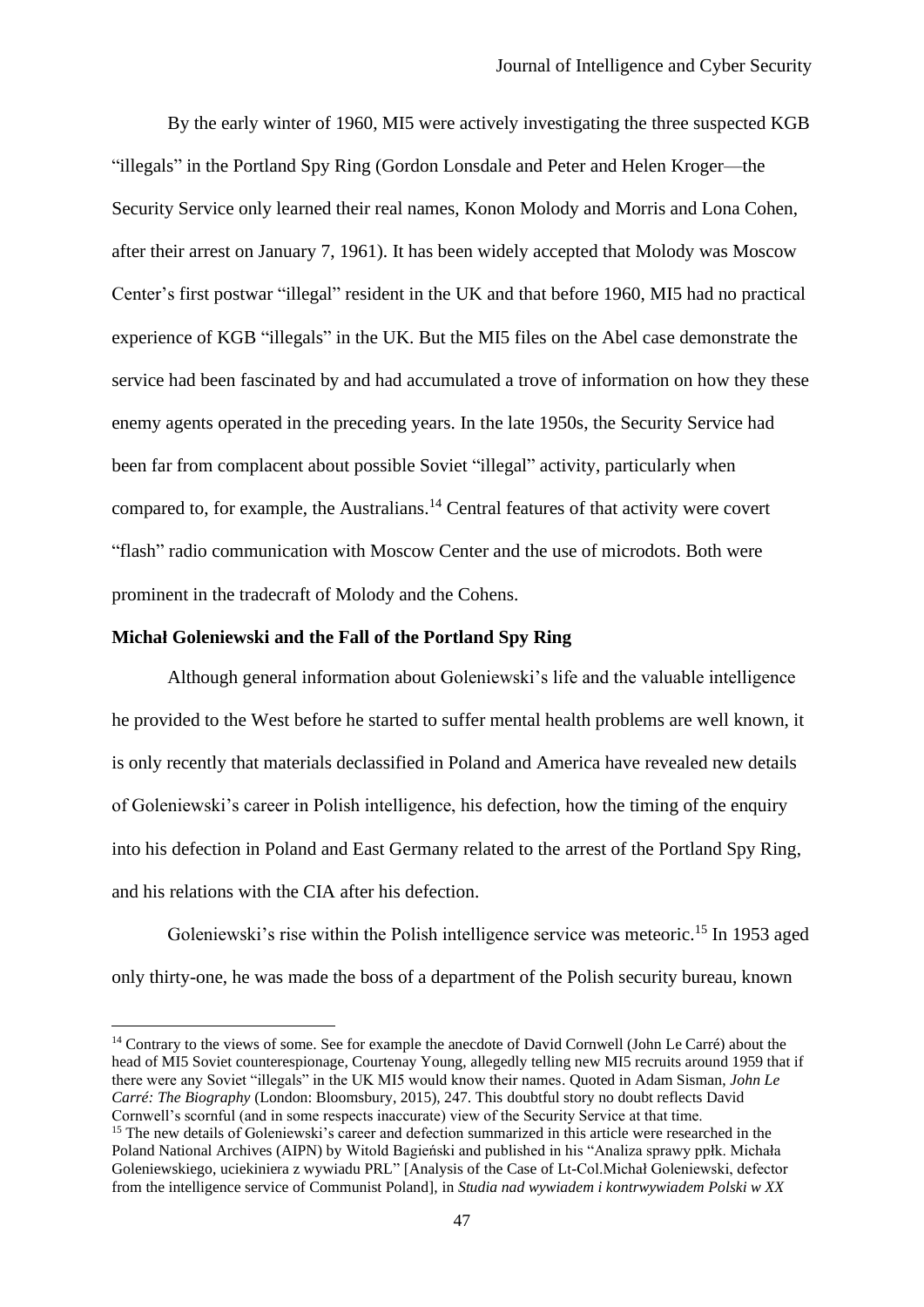By the early winter of 1960, MI5 were actively investigating the three suspected KGB "illegals" in the Portland Spy Ring (Gordon Lonsdale and Peter and Helen Kroger—the Security Service only learned their real names, Konon Molody and Morris and Lona Cohen, after their arrest on January 7, 1961). It has been widely accepted that Molody was Moscow Center's first postwar "illegal" resident in the UK and that before 1960, MI5 had no practical experience of KGB "illegals" in the UK. But the MI5 files on the Abel case demonstrate the service had been fascinated by and had accumulated a trove of information on how they these enemy agents operated in the preceding years. In the late 1950s, the Security Service had been far from complacent about possible Soviet "illegal" activity, particularly when compared to, for example, the Australians.[14] Central features of that activity were covert "flash" radio communication with Moscow Center and the use of microdots. Both were prominent in the tradecraft of Molody and the Cohens.

**Michał Goleniewski and the Fall of the Portland Spy Ring**

Although general information about Goleniewski's life and the valuable intelligence he provided to the West before he started to suffer mental health problems are well known, it is only recently that materials declassified in Poland and America have revealed new details of Goleniewski's career in Polish intelligence, his defection, how the timing of the enquiry into his defection in Poland and East Germany related to the arrest of the Portland Spy Ring, and his relations with the CIA after his defection.

Goleniewski's rise within the Polish intelligence service was meteoric.[15] In 1953 aged only thirty-one, he was made the boss of a department of the Polish security bureau, known

---

[14] Contrary to the views of some. See for example the anecdote of David Cornwell (John Le Carré) about the head of MI5 Soviet counterespionage, Courtenay Young, allegedly telling new MI5 recruits around 1959 that if there were any Soviet "illegals" in the UK MI5 would know their names. Quoted in Adam Sisman, *John Le Carré: The Biography* (London: Bloomsbury, 2015), 247. This doubtful story no doubt reflects David Cornwell's scornful (and in some respects inaccurate) view of the Security Service at that time.

[15] The new details of Goleniewski's career and defection summarized in this article were researched in the Poland National Archives (AIPN) by Witold Bagieński and published in his "Analiza sprawy ppłk. Michała Goleniewskiego, uciekiniera z wywiadu PRL" [Analysis of the Case of Lt-Col.Michał Goleniewski, defector from the intelligence service of Communist Poland], in *Studia nad wywiadem i kontrwywiadem Polski w XX*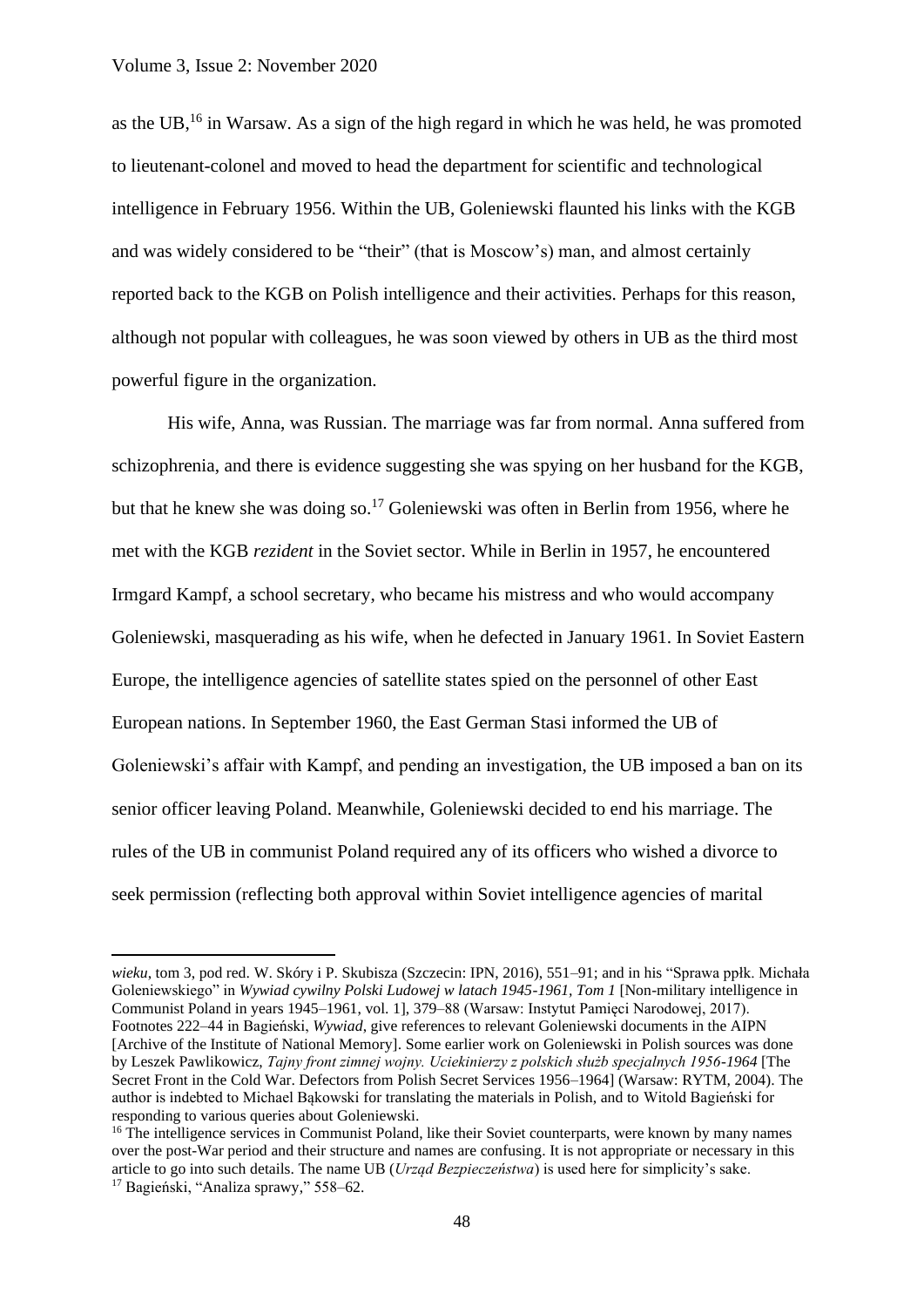as the UB,[16] in Warsaw. As a sign of the high regard in which he was held, he was promoted to lieutenant-colonel and moved to head the department for scientific and technological intelligence in February 1956. Within the UB, Goleniewski flaunted his links with the KGB and was widely considered to be "their" (that is Moscow's) man, and almost certainly reported back to the KGB on Polish intelligence and their activities. Perhaps for this reason, although not popular with colleagues, he was soon viewed by others in UB as the third most powerful figure in the organization.

His wife, Anna, was Russian. The marriage was far from normal. Anna suffered from schizophrenia, and there is evidence suggesting she was spying on her husband for the KGB, but that he knew she was doing so.[17] Goleniewski was often in Berlin from 1956, where he met with the KGB *rezident* in the Soviet sector. While in Berlin in 1957, he encountered Irmgard Kampf, a school secretary, who became his mistress and who would accompany Goleniewski, masquerading as his wife, when he defected in January 1961. In Soviet Eastern Europe, the intelligence agencies of satellite states spied on the personnel of other East European nations. In September 1960, the East German Stasi informed the UB of Goleniewski's affair with Kampf, and pending an investigation, the UB imposed a ban on its senior officer leaving Poland. Meanwhile, Goleniewski decided to end his marriage. The rules of the UB in communist Poland required any of its officers who wished a divorce to seek permission (reflecting both approval within Soviet intelligence agencies of marital

---

*wieku*, tom 3, pod red. W. Skóry i P. Skubisza (Szczecin: IPN, 2016), 551–91; and in his "Sprawa ppłk. Michała Goleniewskiego" in *Wywiad cywilny Polski Ludowej w latach 1945-1961, Tom 1* [Non-military intelligence in Communist Poland in years 1945–1961, vol. 1], 379–88 (Warsaw: Instytut Pamięci Narodowej, 2017). Footnotes 222–44 in Bagieński, *Wywiad*, give references to relevant Goleniewski documents in the AIPN [Archive of the Institute of National Memory]. Some earlier work on Goleniewski in Polish sources was done by Leszek Pawlikowicz, *Tajny front zimnej wojny. Uciekinierzy z polskich służb specjalnych 1956-1964* [The Secret Front in the Cold War. Defectors from Polish Secret Services 1956–1964] (Warsaw: RYTM, 2004). The author is indebted to Michael Bąkowski for translating the materials in Polish, and to Witold Bagieński for responding to various queries about Goleniewski.

[16] The intelligence services in Communist Poland, like their Soviet counterparts, were known by many names over the post-War period and their structure and names are confusing. It is not appropriate or necessary in this article to go into such details. The name UB (*Urząd Bezpieczeństwa*) is used here for simplicity's sake.

[17] Bagieński, "Analiza sprawy," 558–62.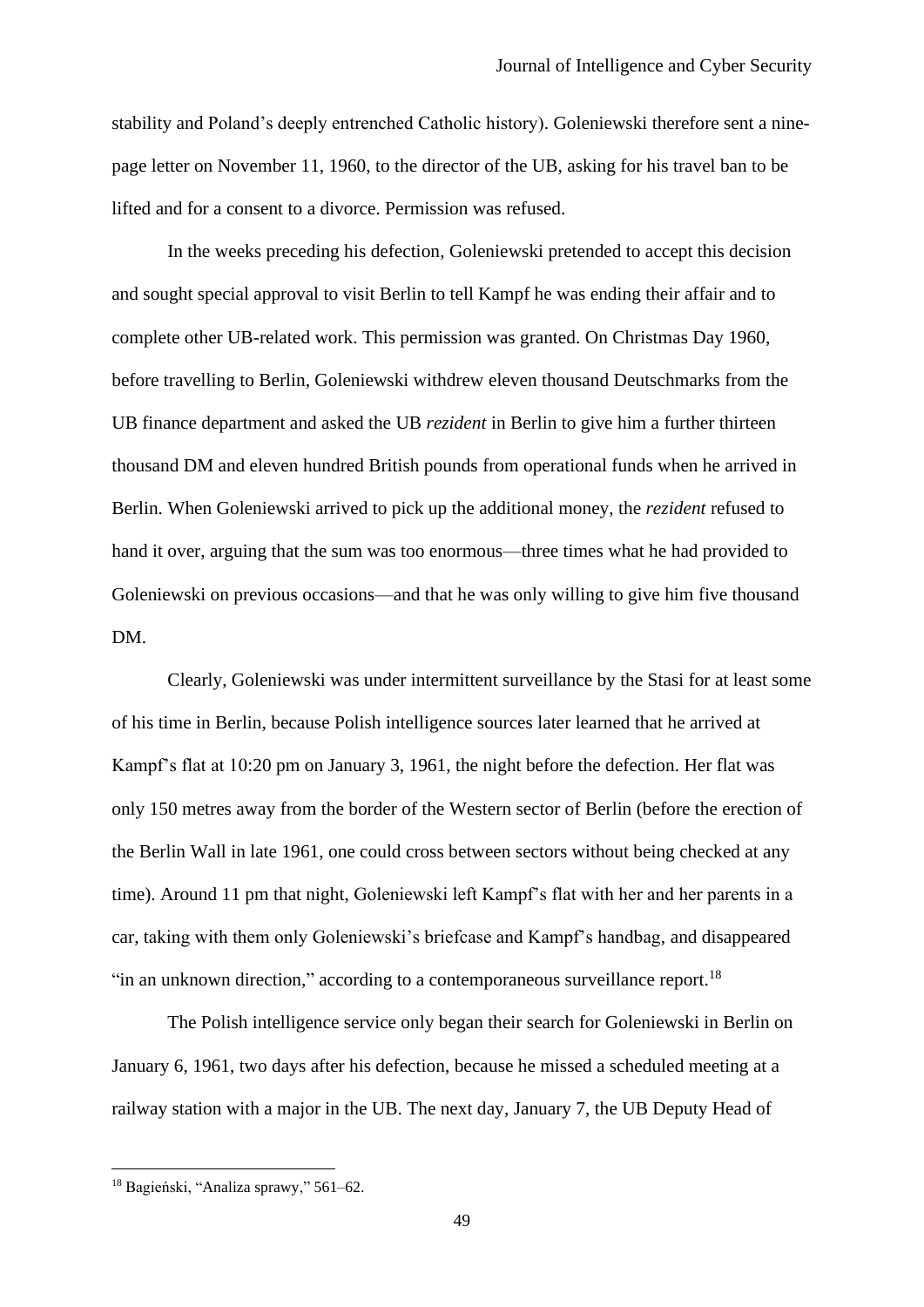stability and Poland's deeply entrenched Catholic history). Goleniewski therefore sent a nine-page letter on November 11, 1960, to the director of the UB, asking for his travel ban to be lifted and for a consent to a divorce. Permission was refused.

In the weeks preceding his defection, Goleniewski pretended to accept this decision and sought special approval to visit Berlin to tell Kampf he was ending their affair and to complete other UB-related work. This permission was granted. On Christmas Day 1960, before travelling to Berlin, Goleniewski withdrew eleven thousand Deutschmarks from the UB finance department and asked the UB *rezident* in Berlin to give him a further thirteen thousand DM and eleven hundred British pounds from operational funds when he arrived in Berlin. When Goleniewski arrived to pick up the additional money, the *rezident* refused to hand it over, arguing that the sum was too enormous—three times what he had provided to Goleniewski on previous occasions—and that he was only willing to give him five thousand DM.

Clearly, Goleniewski was under intermittent surveillance by the Stasi for at least some of his time in Berlin, because Polish intelligence sources later learned that he arrived at Kampf's flat at 10:20 pm on January 3, 1961, the night before the defection. Her flat was only 150 metres away from the border of the Western sector of Berlin (before the erection of the Berlin Wall in late 1961, one could cross between sectors without being checked at any time). Around 11 pm that night, Goleniewski left Kampf's flat with her and her parents in a car, taking with them only Goleniewski's briefcase and Kampf's handbag, and disappeared "in an unknown direction," according to a contemporaneous surveillance report.[18]

The Polish intelligence service only began their search for Goleniewski in Berlin on January 6, 1961, two days after his defection, because he missed a scheduled meeting at a railway station with a major in the UB. The next day, January 7, the UB Deputy Head of

[18] Bagieński, "Analiza sprawy," 561–62.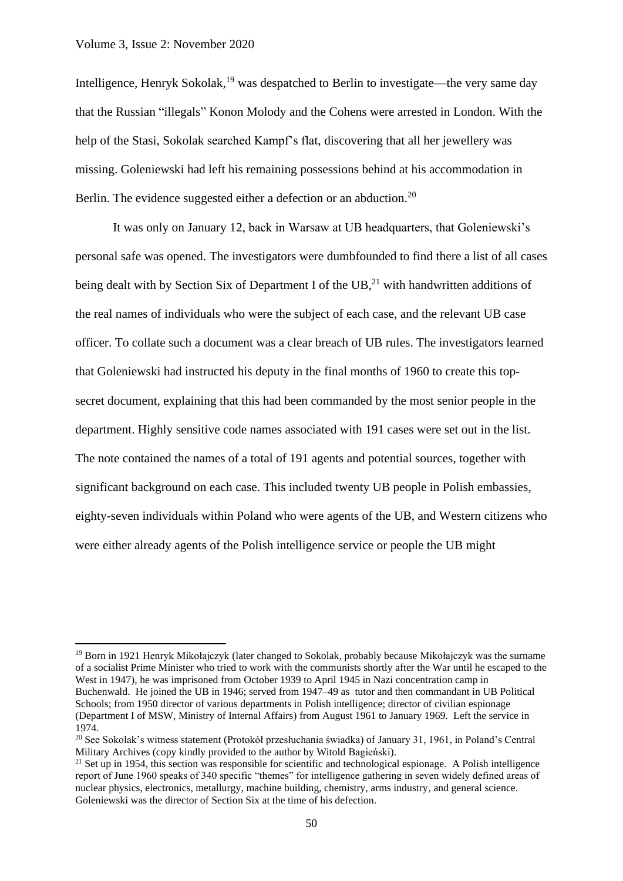Intelligence, Henryk Sokolak,[19] was despatched to Berlin to investigate—the very same day that the Russian "illegals" Konon Molody and the Cohens were arrested in London. With the help of the Stasi, Sokolak searched Kampf's flat, discovering that all her jewellery was missing. Goleniewski had left his remaining possessions behind at his accommodation in Berlin. The evidence suggested either a defection or an abduction.[20]

It was only on January 12, back in Warsaw at UB headquarters, that Goleniewski's personal safe was opened. The investigators were dumbfounded to find there a list of all cases being dealt with by Section Six of Department I of the UB,[21] with handwritten additions of the real names of individuals who were the subject of each case, and the relevant UB case officer. To collate such a document was a clear breach of UB rules. The investigators learned that Goleniewski had instructed his deputy in the final months of 1960 to create this top-secret document, explaining that this had been commanded by the most senior people in the department. Highly sensitive code names associated with 191 cases were set out in the list. The note contained the names of a total of 191 agents and potential sources, together with significant background on each case. This included twenty UB people in Polish embassies, eighty-seven individuals within Poland who were agents of the UB, and Western citizens who were either already agents of the Polish intelligence service or people the UB might

---

[19] Born in 1921 Henryk Mikołajczyk (later changed to Sokolak, probably because Mikołajczyk was the surname of a socialist Prime Minister who tried to work with the communists shortly after the War until he escaped to the West in 1947), he was imprisoned from October 1939 to April 1945 in Nazi concentration camp in Buchenwald. He joined the UB in 1946; served from 1947–49 as tutor and then commandant in UB Political Schools; from 1950 director of various departments in Polish intelligence; director of civilian espionage (Department I of MSW, Ministry of Internal Affairs) from August 1961 to January 1969. Left the service in 1974.

[20] See Sokolak's witness statement (Protokół przesłuchania świadka) of January 31, 1961, in Poland's Central Military Archives (copy kindly provided to the author by Witold Bagieński).

[21] Set up in 1954, this section was responsible for scientific and technological espionage. A Polish intelligence report of June 1960 speaks of 340 specific "themes" for intelligence gathering in seven widely defined areas of nuclear physics, electronics, metallurgy, machine building, chemistry, arms industry, and general science. Goleniewski was the director of Section Six at the time of his defection.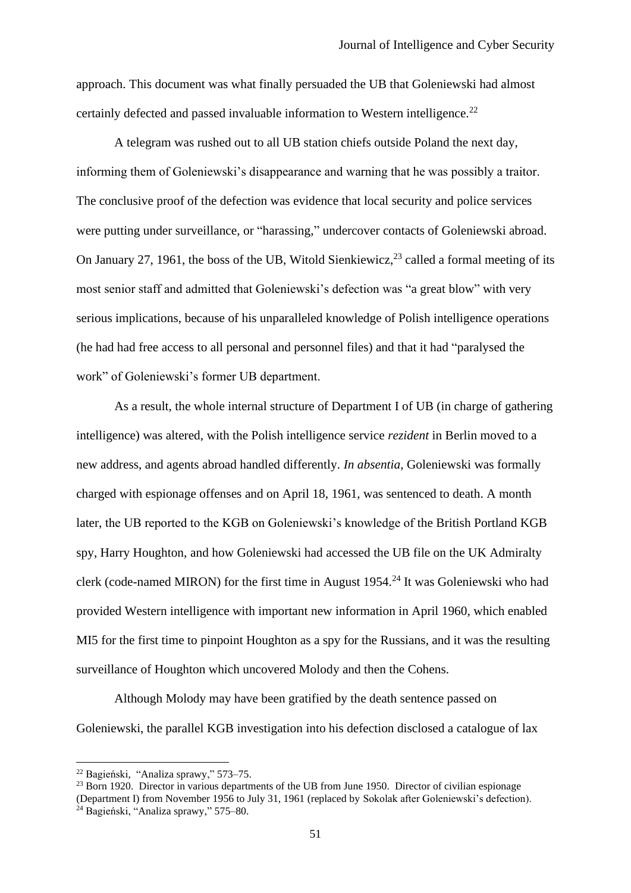approach. This document was what finally persuaded the UB that Goleniewski had almost certainly defected and passed invaluable information to Western intelligence.[22]

A telegram was rushed out to all UB station chiefs outside Poland the next day, informing them of Goleniewski's disappearance and warning that he was possibly a traitor. The conclusive proof of the defection was evidence that local security and police services were putting under surveillance, or "harassing," undercover contacts of Goleniewski abroad. On January 27, 1961, the boss of the UB, Witold Sienkiewicz,[23] called a formal meeting of its most senior staff and admitted that Goleniewski's defection was "a great blow" with very serious implications, because of his unparalleled knowledge of Polish intelligence operations (he had had free access to all personal and personnel files) and that it had "paralysed the work" of Goleniewski's former UB department.

As a result, the whole internal structure of Department I of UB (in charge of gathering intelligence) was altered, with the Polish intelligence service *rezident* in Berlin moved to a new address, and agents abroad handled differently. *In absentia*, Goleniewski was formally charged with espionage offenses and on April 18, 1961, was sentenced to death. A month later, the UB reported to the KGB on Goleniewski's knowledge of the British Portland KGB spy, Harry Houghton, and how Goleniewski had accessed the UB file on the UK Admiralty clerk (code-named MIRON) for the first time in August 1954.[24] It was Goleniewski who had provided Western intelligence with important new information in April 1960, which enabled MI5 for the first time to pinpoint Houghton as a spy for the Russians, and it was the resulting surveillance of Houghton which uncovered Molody and then the Cohens.

Although Molody may have been gratified by the death sentence passed on Goleniewski, the parallel KGB investigation into his defection disclosed a catalogue of lax

---

[22] Bagieński, "Analiza sprawy," 573–75.

[23] Born 1920. Director in various departments of the UB from June 1950. Director of civilian espionage (Department I) from November 1956 to July 31, 1961 (replaced by Sokolak after Goleniewski's defection).

[24] Bagieński, "Analiza sprawy," 575–80.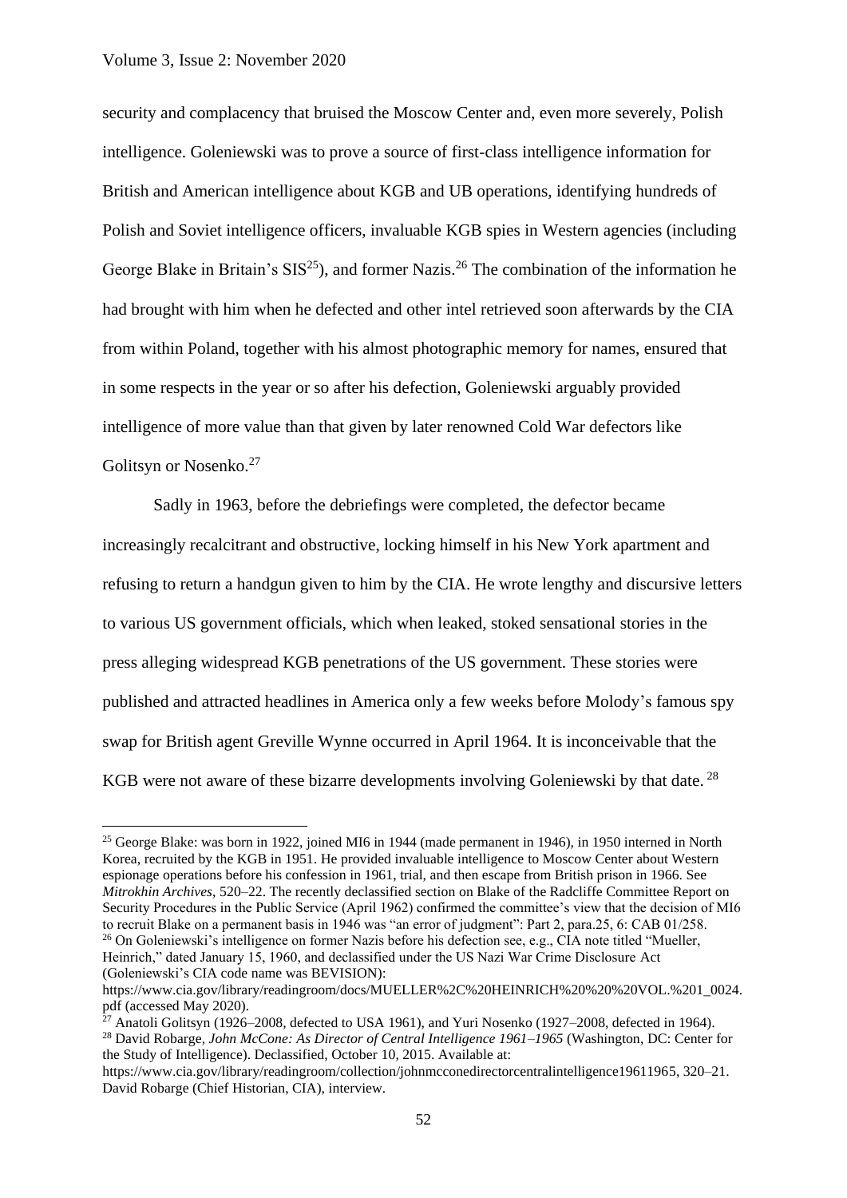security and complacency that bruised the Moscow Center and, even more severely, Polish intelligence. Goleniewski was to prove a source of first-class intelligence information for British and American intelligence about KGB and UB operations, identifying hundreds of Polish and Soviet intelligence officers, invaluable KGB spies in Western agencies (including George Blake in Britain's SIS[25]), and former Nazis.[26] The combination of the information he had brought with him when he defected and other intel retrieved soon afterwards by the CIA from within Poland, together with his almost photographic memory for names, ensured that in some respects in the year or so after his defection, Goleniewski arguably provided intelligence of more value than that given by later renowned Cold War defectors like Golitsyn or Nosenko.[27]

Sadly in 1963, before the debriefings were completed, the defector became increasingly recalcitrant and obstructive, locking himself in his New York apartment and refusing to return a handgun given to him by the CIA. He wrote lengthy and discursive letters to various US government officials, which when leaked, stoked sensational stories in the press alleging widespread KGB penetrations of the US government. These stories were published and attracted headlines in America only a few weeks before Molody's famous spy swap for British agent Greville Wynne occurred in April 1964. It is inconceivable that the KGB were not aware of these bizarre developments involving Goleniewski by that date.[28]

---

[25] George Blake: was born in 1922, joined MI6 in 1944 (made permanent in 1946), in 1950 interned in North Korea, recruited by the KGB in 1951. He provided invaluable intelligence to Moscow Center about Western espionage operations before his confession in 1961, trial, and then escape from British prison in 1966. See *Mitrokhin Archives*, 520–22. The recently declassified section on Blake of the Radcliffe Committee Report on Security Procedures in the Public Service (April 1962) confirmed the committee's view that the decision of MI6 to recruit Blake on a permanent basis in 1946 was "an error of judgment": Part 2, para.25, 6: CAB 01/258.

[26] On Goleniewski's intelligence on former Nazis before his defection see, e.g., CIA note titled "Mueller, Heinrich," dated January 15, 1960, and declassified under the US Nazi War Crime Disclosure Act (Goleniewski's CIA code name was BEVISION): https://www.cia.gov/library/readingroom/docs/MUELLER%2C%20HEINRICH%20%20%20VOL.%201_0024.pdf (accessed May 2020).

[27] Anatoli Golitsyn (1926–2008, defected to USA 1961), and Yuri Nosenko (1927–2008, defected in 1964).

[28] David Robarge, *John McCone: As Director of Central Intelligence 1961–1965* (Washington, DC: Center for the Study of Intelligence). Declassified, October 10, 2015. Available at: https://www.cia.gov/library/readingroom/collection/johnmcconedirectorcentralintelligence19611965, 320–21. David Robarge (Chief Historian, CIA), interview.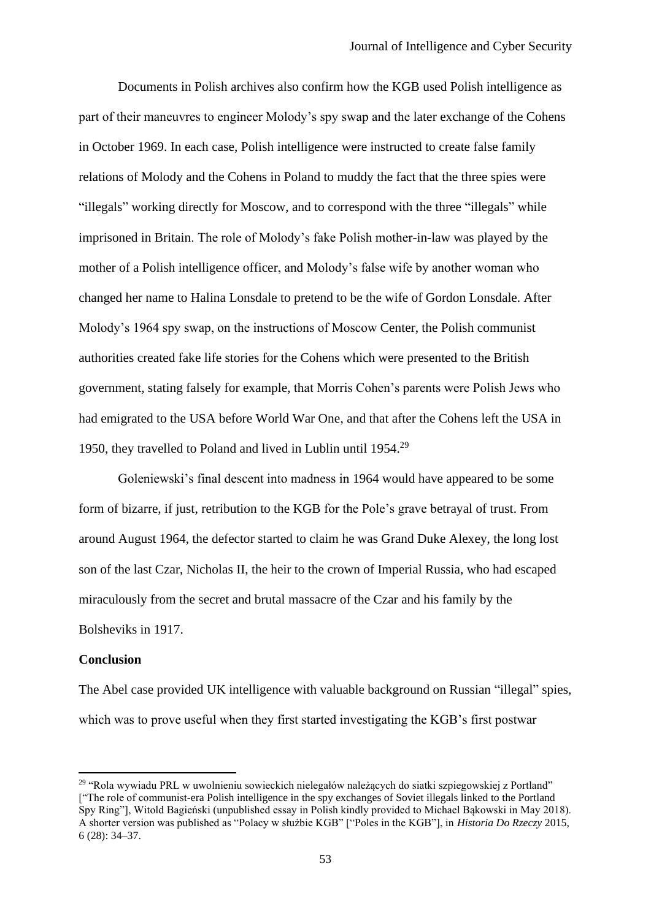Documents in Polish archives also confirm how the KGB used Polish intelligence as part of their maneuvres to engineer Molody's spy swap and the later exchange of the Cohens in October 1969. In each case, Polish intelligence were instructed to create false family relations of Molody and the Cohens in Poland to muddy the fact that the three spies were "illegals" working directly for Moscow, and to correspond with the three "illegals" while imprisoned in Britain. The role of Molody's fake Polish mother-in-law was played by the mother of a Polish intelligence officer, and Molody's false wife by another woman who changed her name to Halina Lonsdale to pretend to be the wife of Gordon Lonsdale. After Molody's 1964 spy swap, on the instructions of Moscow Center, the Polish communist authorities created fake life stories for the Cohens which were presented to the British government, stating falsely for example, that Morris Cohen's parents were Polish Jews who had emigrated to the USA before World War One, and that after the Cohens left the USA in 1950, they travelled to Poland and lived in Lublin until 1954.[29]

Goleniewski's final descent into madness in 1964 would have appeared to be some form of bizarre, if just, retribution to the KGB for the Pole's grave betrayal of trust. From around August 1964, the defector started to claim he was Grand Duke Alexey, the long lost son of the last Czar, Nicholas II, the heir to the crown of Imperial Russia, who had escaped miraculously from the secret and brutal massacre of the Czar and his family by the Bolsheviks in 1917.

## Conclusion

The Abel case provided UK intelligence with valuable background on Russian "illegal" spies, which was to prove useful when they first started investigating the KGB's first postwar

---

[29] "Rola wywiadu PRL w uwolnieniu sowieckich nielegałów należących do siatki szpiegowskiej z Portland" ["The role of communist-era Polish intelligence in the spy exchanges of Soviet illegals linked to the Portland Spy Ring"], Witold Bagieński (unpublished essay in Polish kindly provided to Michael Bąkowski in May 2018). A shorter version was published as "Polacy w służbie KGB" ["Poles in the KGB"], in *Historia Do Rzeczy* 2015, 6 (28): 34–37.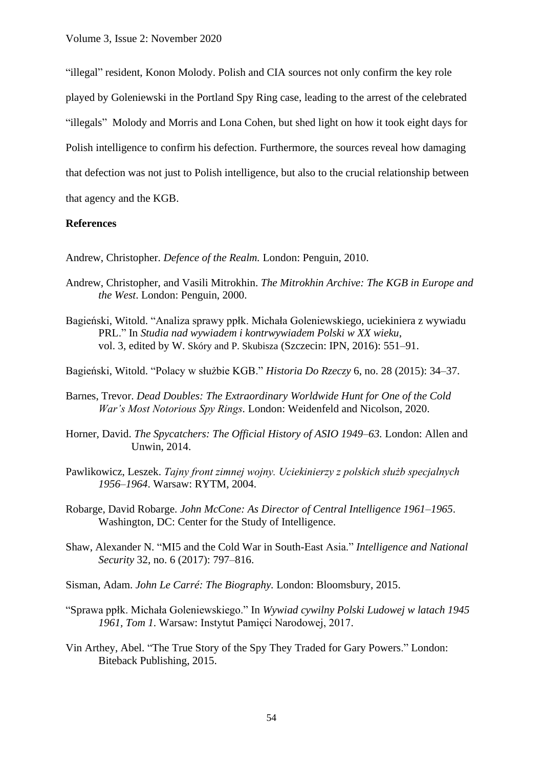"illegal" resident, Konon Molody. Polish and CIA sources not only confirm the key role played by Goleniewski in the Portland Spy Ring case, leading to the arrest of the celebrated "illegals" Molody and Morris and Lona Cohen, but shed light on how it took eight days for Polish intelligence to confirm his defection. Furthermore, the sources reveal how damaging that defection was not just to Polish intelligence, but also to the crucial relationship between that agency and the KGB.

**References**

Andrew, Christopher. *Defence of the Realm.* London: Penguin, 2010.

Andrew, Christopher, and Vasili Mitrokhin. *The Mitrokhin Archive: The KGB in Europe and the West*. London: Penguin, 2000.

Bagieński, Witold. "Analiza sprawy ppłk. Michała Goleniewskiego, uciekiniera z wywiadu PRL." In *Studia nad wywiadem i kontrwywiadem Polski w XX wieku*, vol. 3, edited by W. Skóry and P. Skubisza (Szczecin: IPN, 2016): 551–91.

Bagieński, Witold. "Polacy w służbie KGB." *Historia Do Rzeczy* 6, no. 28 (2015): 34–37.

Barnes, Trevor. *Dead Doubles: The Extraordinary Worldwide Hunt for One of the Cold War's Most Notorious Spy Rings*. London: Weidenfeld and Nicolson, 2020.

Horner, David. *The Spycatchers: The Official History of ASIO 1949–63.* London: Allen and Unwin, 2014.

Pawlikowicz, Leszek. *Tajny front zimnej wojny. Uciekinierzy z polskich służb specjalnych 1956–1964*. Warsaw: RYTM, 2004.

Robarge, David Robarge. *John McCone: As Director of Central Intelligence 1961–1965*. Washington, DC: Center for the Study of Intelligence.

Shaw, Alexander N. "MI5 and the Cold War in South-East Asia." *Intelligence and National Security* 32, no. 6 (2017): 797–816.

Sisman, Adam. *John Le Carré: The Biography.* London: Bloomsbury, 2015.

"Sprawa ppłk. Michała Goleniewskiego." In *Wywiad cywilny Polski Ludowej w latach 1945 1961, Tom 1*. Warsaw: Instytut Pamięci Narodowej, 2017.

Vin Arthey, Abel. "The True Story of the Spy They Traded for Gary Powers." London: Biteback Publishing, 2015.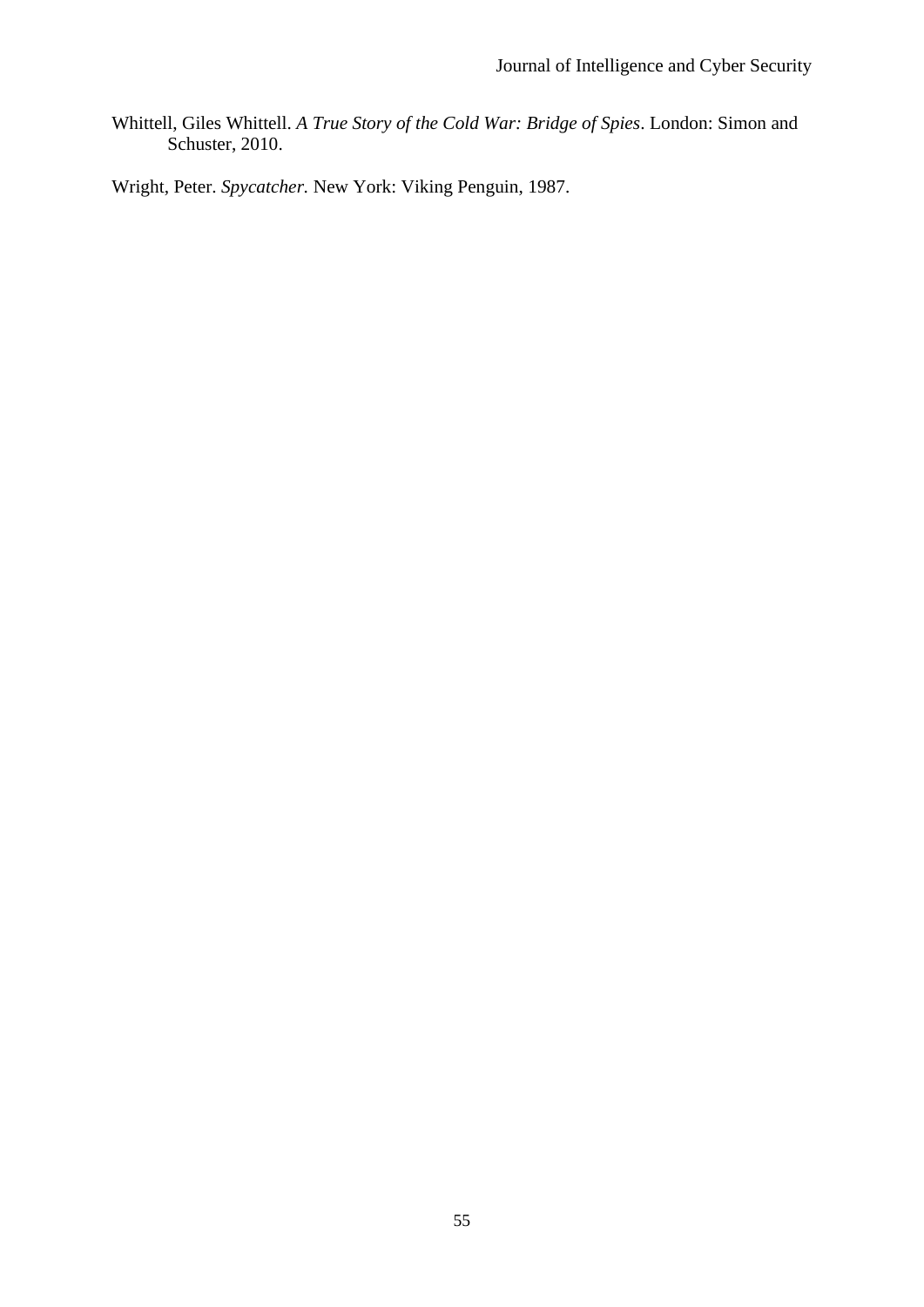Whittell, Giles Whittell. *A True Story of the Cold War: Bridge of Spies*. London: Simon and Schuster, 2010.

Wright, Peter. *Spycatcher.* New York: Viking Penguin, 1987.